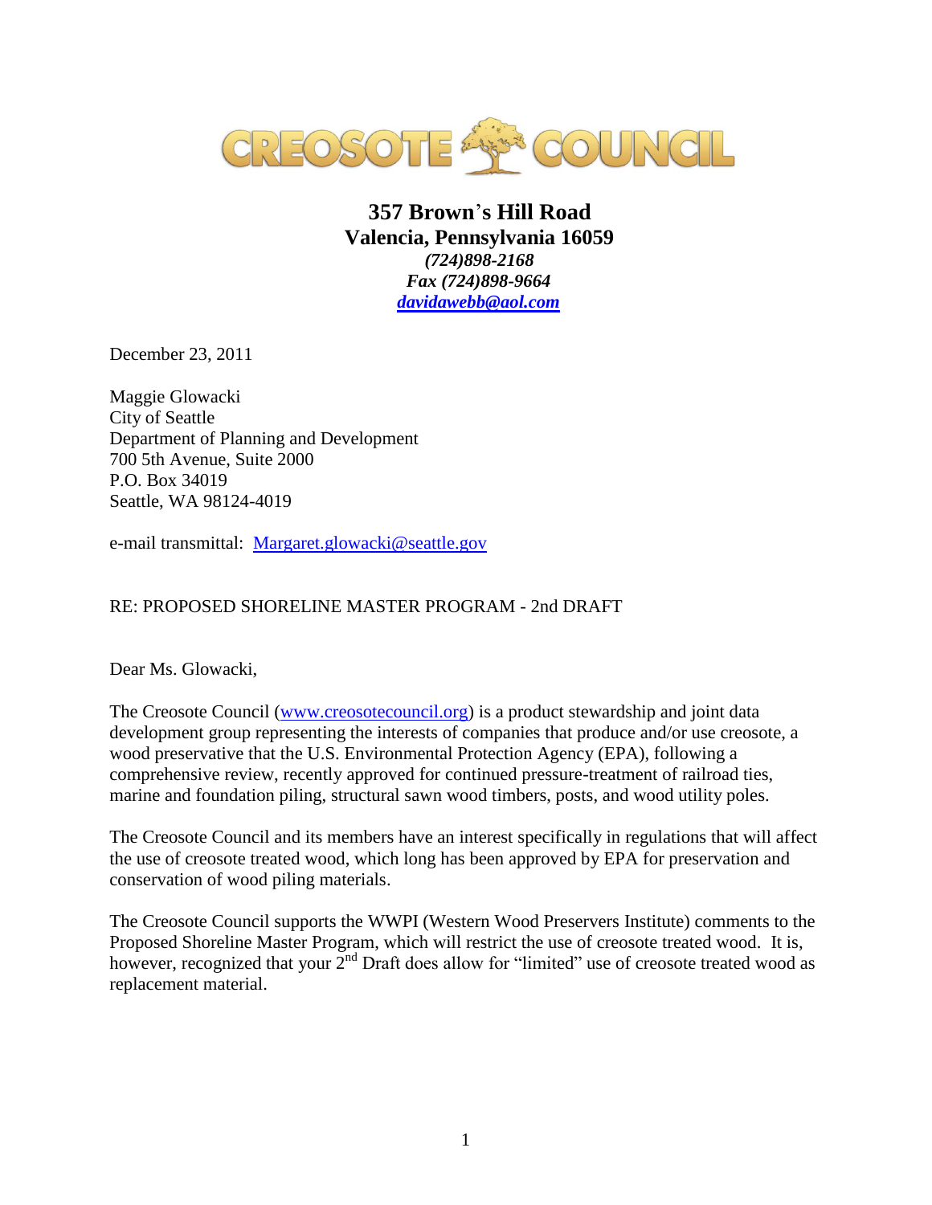# CREOSOTE COUNCIL

**357 Brown's Hill Road**
**Valencia, Pennsylvania 16059**
***(724)898-2168***
***Fax (724)898-9664***
***davidawebb@aol.com***

December 23, 2011

Maggie Glowacki
City of Seattle
Department of Planning and Development
700 5th Avenue, Suite 2000
P.O. Box 34019
Seattle, WA 98124-4019

e-mail transmittal: Margaret.glowacki@seattle.gov

RE: PROPOSED SHORELINE MASTER PROGRAM - 2nd DRAFT

Dear Ms. Glowacki,

The Creosote Council (www.creosotecouncil.org) is a product stewardship and joint data development group representing the interests of companies that produce and/or use creosote, a wood preservative that the U.S. Environmental Protection Agency (EPA), following a comprehensive review, recently approved for continued pressure-treatment of railroad ties, marine and foundation piling, structural sawn wood timbers, posts, and wood utility poles.

The Creosote Council and its members have an interest specifically in regulations that will affect the use of creosote treated wood, which long has been approved by EPA for preservation and conservation of wood piling materials.

The Creosote Council supports the WWPI (Western Wood Preservers Institute) comments to the Proposed Shoreline Master Program, which will restrict the use of creosote treated wood. It is, however, recognized that your 2nd Draft does allow for "limited" use of creosote treated wood as replacement material.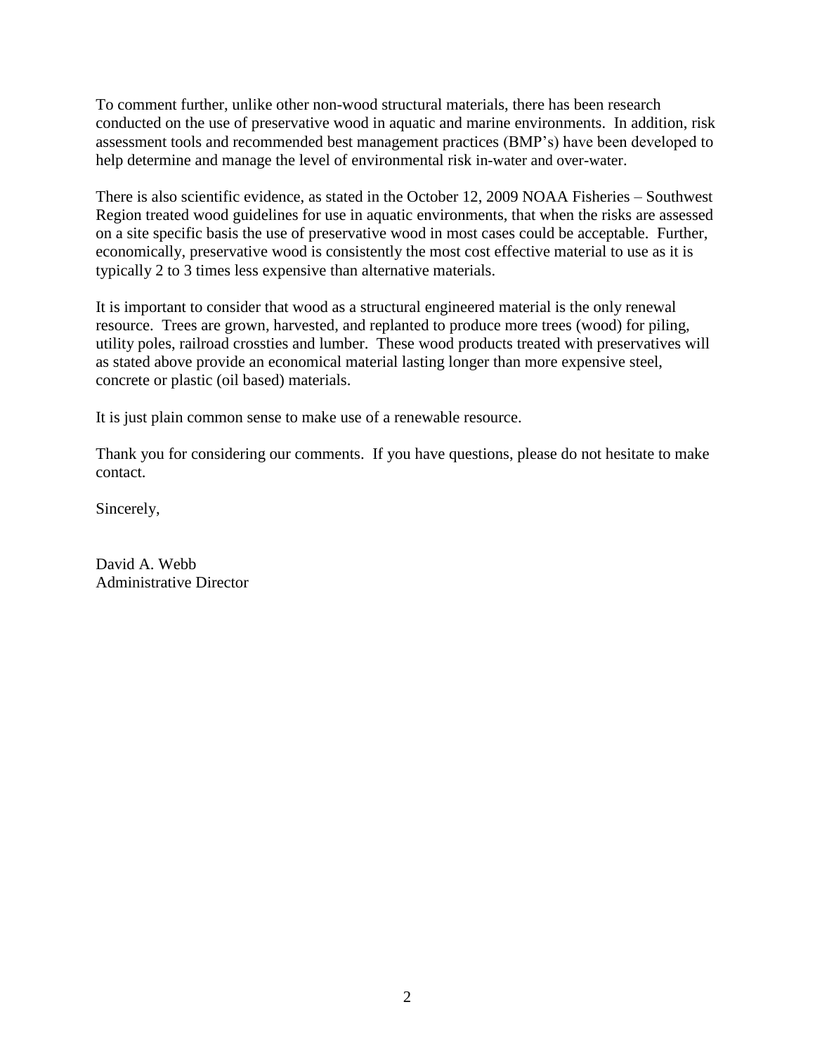To comment further, unlike other non-wood structural materials, there has been research conducted on the use of preservative wood in aquatic and marine environments. In addition, risk assessment tools and recommended best management practices (BMP's) have been developed to help determine and manage the level of environmental risk in-water and over-water.

There is also scientific evidence, as stated in the October 12, 2009 NOAA Fisheries – Southwest Region treated wood guidelines for use in aquatic environments, that when the risks are assessed on a site specific basis the use of preservative wood in most cases could be acceptable. Further, economically, preservative wood is consistently the most cost effective material to use as it is typically 2 to 3 times less expensive than alternative materials.

It is important to consider that wood as a structural engineered material is the only renewal resource. Trees are grown, harvested, and replanted to produce more trees (wood) for piling, utility poles, railroad crossties and lumber. These wood products treated with preservatives will as stated above provide an economical material lasting longer than more expensive steel, concrete or plastic (oil based) materials.

It is just plain common sense to make use of a renewable resource.

Thank you for considering our comments. If you have questions, please do not hesitate to make contact.

Sincerely,

David A. Webb
Administrative Director